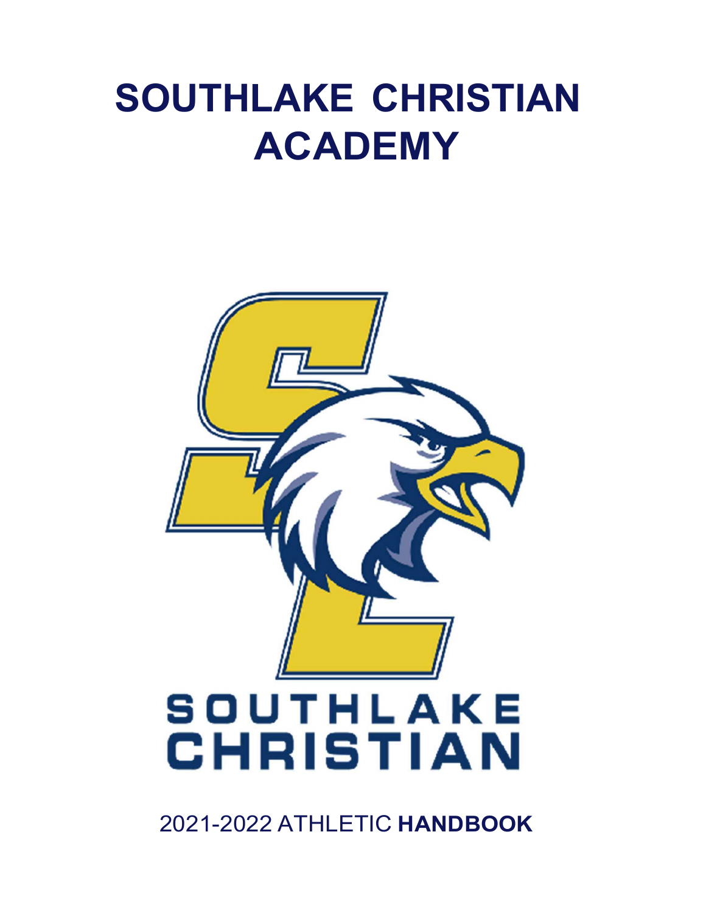# SOUTHLAKE CHRISTIAN ACADEMY

SOUTHLAKE CHRISTIAN

2021-2022 ATHLETIC **HANDBOOK**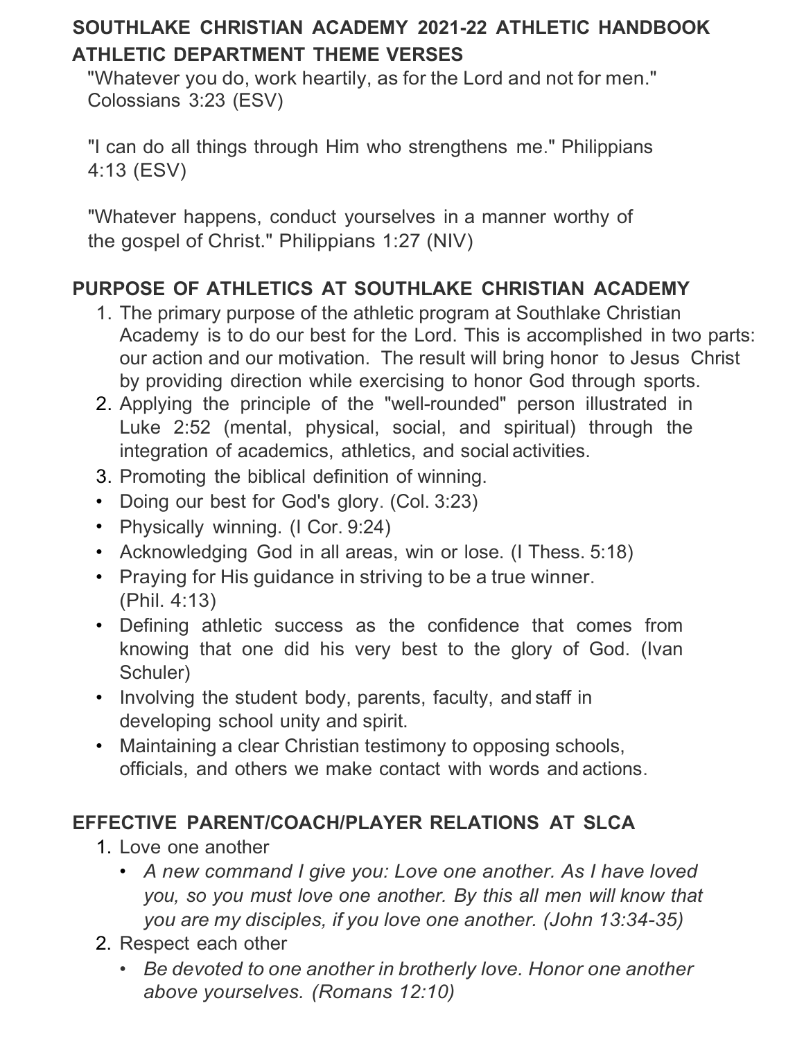## SOUTHLAKE CHRISTIAN ACADEMY 2021-22 ATHLETIC HANDBOOK

## ATHLETIC DEPARTMENT THEME VERSES

"Whatever you do, work heartily, as for the Lord and not for men." Colossians 3:23 (ESV)

"I can do all things through Him who strengthens me." Philippians 4:13 (ESV)

"Whatever happens, conduct yourselves in a manner worthy of the gospel of Christ." Philippians 1:27 (NIV)

## PURPOSE OF ATHLETICS AT SOUTHLAKE CHRISTIAN ACADEMY

1. The primary purpose of the athletic program at Southlake Christian Academy is to do our best for the Lord. This is accomplished in two parts: our action and our motivation. The result will bring honor to Jesus Christ by providing direction while exercising to honor God through sports.
2. Applying the principle of the "well-rounded" person illustrated in Luke 2:52 (mental, physical, social, and spiritual) through the integration of academics, athletics, and social activities.
3. Promoting the biblical definition of winning.

- Doing our best for God's glory. (Col. 3:23)
- Physically winning. (I Cor. 9:24)
- Acknowledging God in all areas, win or lose. (I Thess. 5:18)
- Praying for His guidance in striving to be a true winner. (Phil. 4:13)
- Defining athletic success as the confidence that comes from knowing that one did his very best to the glory of God. (Ivan Schuler)
- Involving the student body, parents, faculty, and staff in developing school unity and spirit.
- Maintaining a clear Christian testimony to opposing schools, officials, and others we make contact with words and actions.

## EFFECTIVE PARENT/COACH/PLAYER RELATIONS AT SLCA

1. Love one another
   - *A new command I give you: Love one another. As I have loved you, so you must love one another. By this all men will know that you are my disciples, if you love one another. (John 13:34-35)*
2. Respect each other
   - *Be devoted to one another in brotherly love. Honor one another above yourselves. (Romans 12:10)*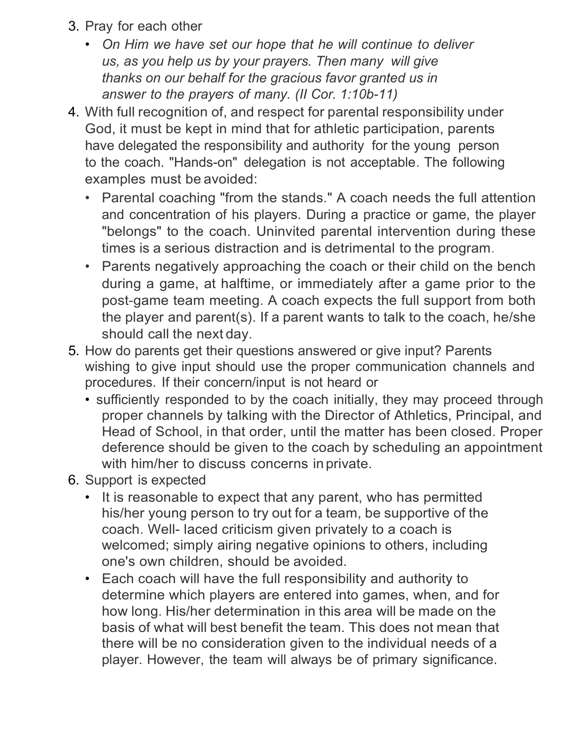3. Pray for each other
   - *On Him we have set our hope that he will continue to deliver us, as you help us by your prayers. Then many will give thanks on our behalf for the gracious favor granted us in answer to the prayers of many. (II Cor. 1:10b-11)*
4. With full recognition of, and respect for parental responsibility under God, it must be kept in mind that for athletic participation, parents have delegated the responsibility and authority for the young person to the coach. "Hands-on" delegation is not acceptable. The following examples must be avoided:
   - Parental coaching "from the stands." A coach needs the full attention and concentration of his players. During a practice or game, the player "belongs" to the coach. Uninvited parental intervention during these times is a serious distraction and is detrimental to the program.
   - Parents negatively approaching the coach or their child on the bench during a game, at halftime, or immediately after a game prior to the post-game team meeting. A coach expects the full support from both the player and parent(s). If a parent wants to talk to the coach, he/she should call the next day.
5. How do parents get their questions answered or give input? Parents wishing to give input should use the proper communication channels and procedures. If their concern/input is not heard or
   - sufficiently responded to by the coach initially, they may proceed through proper channels by talking with the Director of Athletics, Principal, and Head of School, in that order, until the matter has been closed. Proper deference should be given to the coach by scheduling an appointment with him/her to discuss concerns in private.
6. Support is expected
   - It is reasonable to expect that any parent, who has permitted his/her young person to try out for a team, be supportive of the coach. Well- laced criticism given privately to a coach is welcomed; simply airing negative opinions to others, including one's own children, should be avoided.
   - Each coach will have the full responsibility and authority to determine which players are entered into games, when, and for how long. His/her determination in this area will be made on the basis of what will best benefit the team. This does not mean that there will be no consideration given to the individual needs of a player. However, the team will always be of primary significance.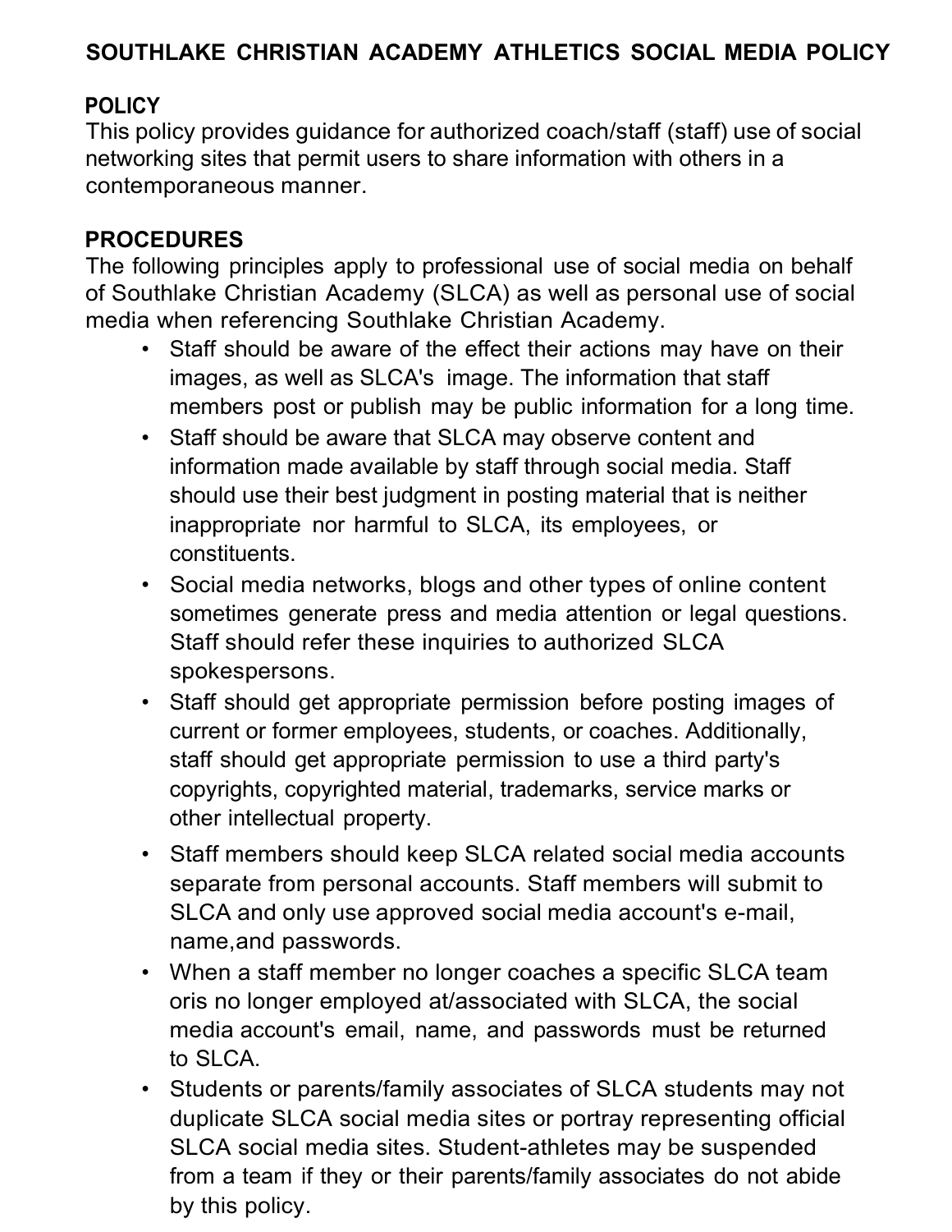# SOUTHLAKE CHRISTIAN ACADEMY ATHLETICS SOCIAL MEDIA POLICY

## POLICY

This policy provides guidance for authorized coach/staff (staff) use of social networking sites that permit users to share information with others in a contemporaneous manner.

## PROCEDURES

The following principles apply to professional use of social media on behalf of Southlake Christian Academy (SLCA) as well as personal use of social media when referencing Southlake Christian Academy.

- Staff should be aware of the effect their actions may have on their images, as well as SLCA's image. The information that staff members post or publish may be public information for a long time.
- Staff should be aware that SLCA may observe content and information made available by staff through social media. Staff should use their best judgment in posting material that is neither inappropriate nor harmful to SLCA, its employees, or constituents.
- Social media networks, blogs and other types of online content sometimes generate press and media attention or legal questions. Staff should refer these inquiries to authorized SLCA spokespersons.
- Staff should get appropriate permission before posting images of current or former employees, students, or coaches. Additionally, staff should get appropriate permission to use a third party's copyrights, copyrighted material, trademarks, service marks or other intellectual property.
- Staff members should keep SLCA related social media accounts separate from personal accounts. Staff members will submit to SLCA and only use approved social media account's e-mail, name,and passwords.
- When a staff member no longer coaches a specific SLCA team oris no longer employed at/associated with SLCA, the social media account's email, name, and passwords must be returned to SLCA.
- Students or parents/family associates of SLCA students may not duplicate SLCA social media sites or portray representing official SLCA social media sites. Student-athletes may be suspended from a team if they or their parents/family associates do not abide by this policy.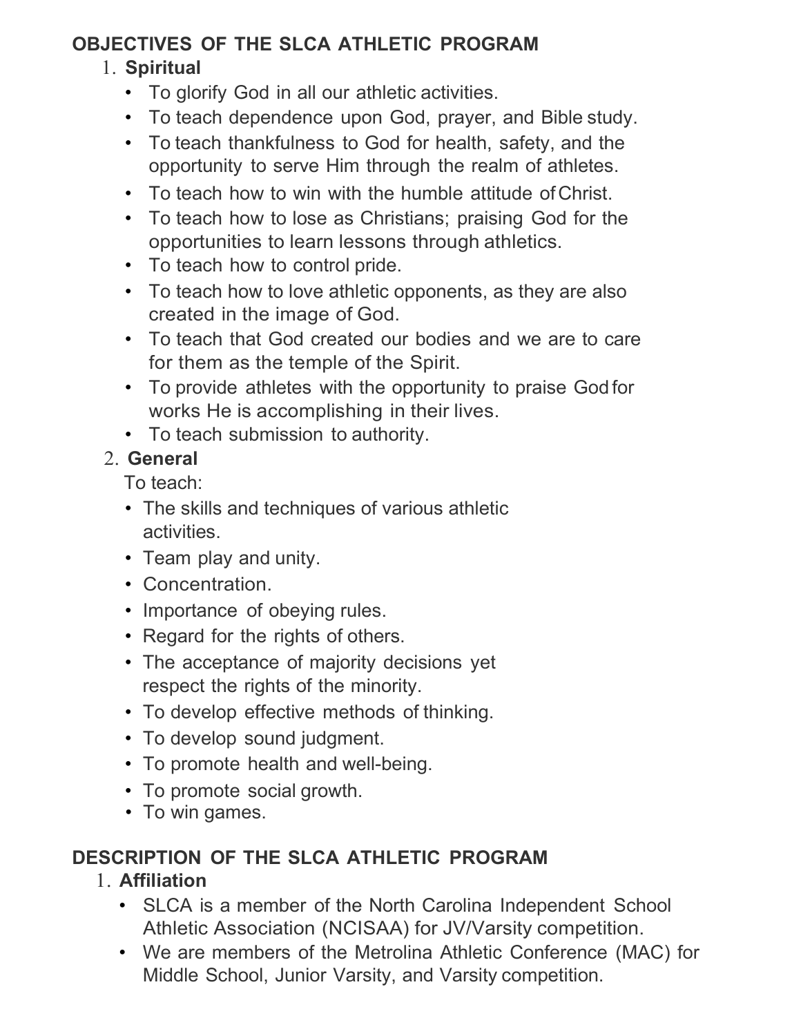## OBJECTIVES OF THE SLCA ATHLETIC PROGRAM

1. **Spiritual**
   - To glorify God in all our athletic activities.
   - To teach dependence upon God, prayer, and Bible study.
   - To teach thankfulness to God for health, safety, and the opportunity to serve Him through the realm of athletes.
   - To teach how to win with the humble attitude of Christ.
   - To teach how to lose as Christians; praising God for the opportunities to learn lessons through athletics.
   - To teach how to control pride.
   - To teach how to love athletic opponents, as they are also created in the image of God.
   - To teach that God created our bodies and we are to care for them as the temple of the Spirit.
   - To provide athletes with the opportunity to praise God for works He is accomplishing in their lives.
   - To teach submission to authority.
2. **General**

   To teach:
   - The skills and techniques of various athletic activities.
   - Team play and unity.
   - Concentration.
   - Importance of obeying rules.
   - Regard for the rights of others.
   - The acceptance of majority decisions yet respect the rights of the minority.
   - To develop effective methods of thinking.
   - To develop sound judgment.
   - To promote health and well-being.
   - To promote social growth.
   - To win games.

## DESCRIPTION OF THE SLCA ATHLETIC PROGRAM

1. **Affiliation**
   - SLCA is a member of the North Carolina Independent School Athletic Association (NCISAA) for JV/Varsity competition.
   - We are members of the Metrolina Athletic Conference (MAC) for Middle School, Junior Varsity, and Varsity competition.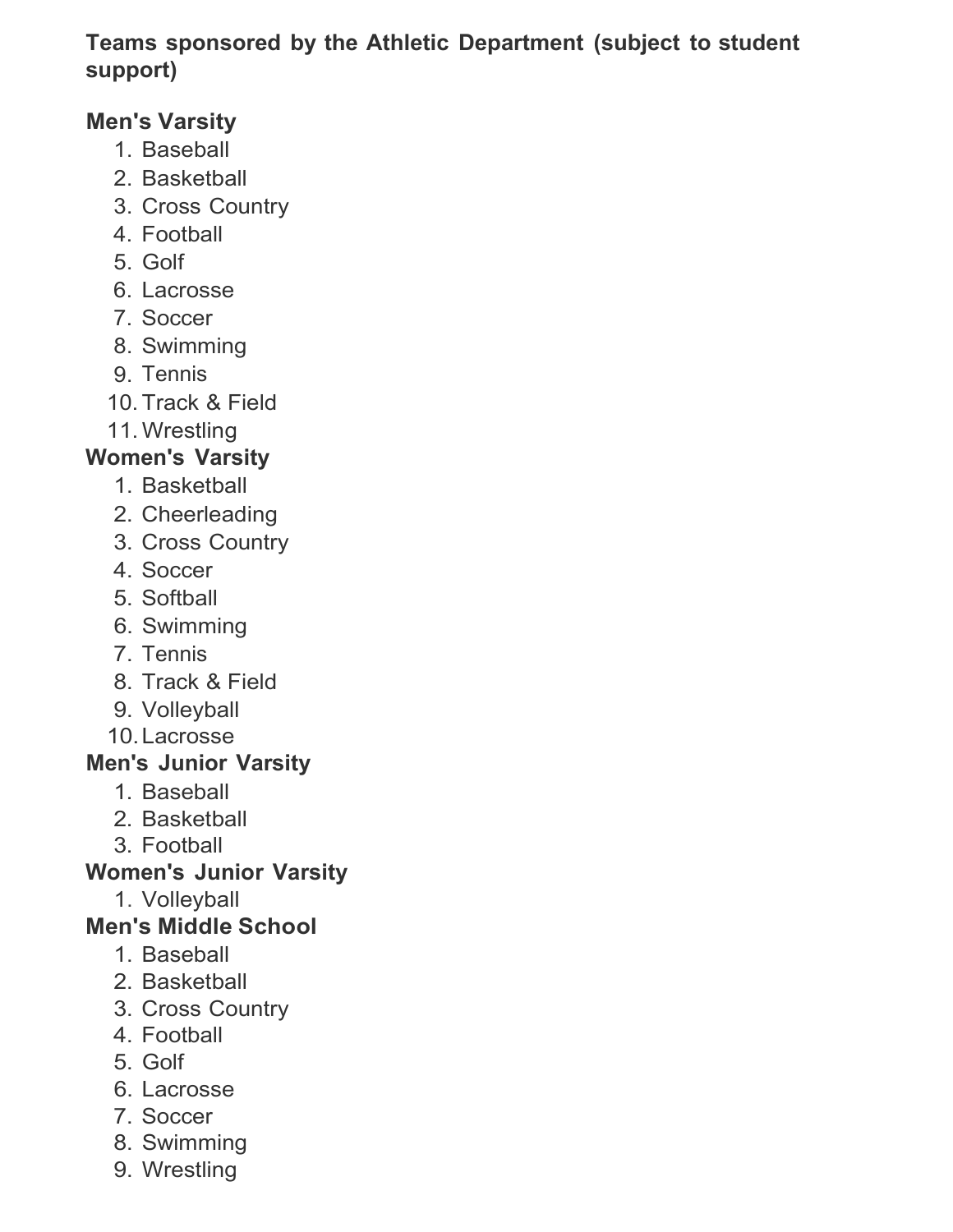**Teams sponsored by the Athletic Department (subject to student support)**

**Men's Varsity**

1. Baseball
2. Basketball
3. Cross Country
4. Football
5. Golf
6. Lacrosse
7. Soccer
8. Swimming
9. Tennis
10. Track & Field
11. Wrestling

**Women's Varsity**

1. Basketball
2. Cheerleading
3. Cross Country
4. Soccer
5. Softball
6. Swimming
7. Tennis
8. Track & Field
9. Volleyball
10. Lacrosse

**Men's Junior Varsity**

1. Baseball
2. Basketball
3. Football

**Women's Junior Varsity**

1. Volleyball

**Men's Middle School**

1. Baseball
2. Basketball
3. Cross Country
4. Football
5. Golf
6. Lacrosse
7. Soccer
8. Swimming
9. Wrestling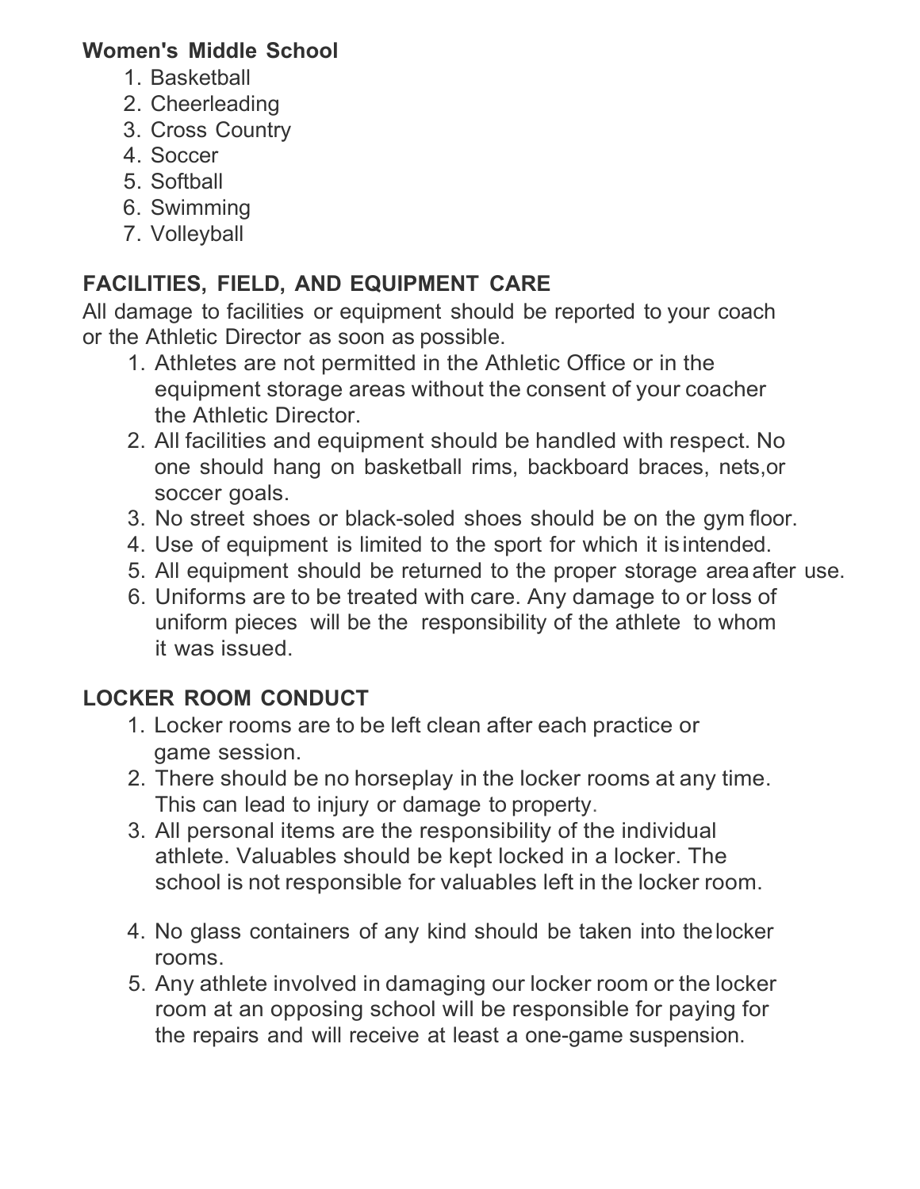**Women's Middle School**

1. Basketball
2. Cheerleading
3. Cross Country
4. Soccer
5. Softball
6. Swimming
7. Volleyball

## FACILITIES, FIELD, AND EQUIPMENT CARE

All damage to facilities or equipment should be reported to your coach or the Athletic Director as soon as possible.

1. Athletes are not permitted in the Athletic Office or in the equipment storage areas without the consent of your coacher the Athletic Director.
2. All facilities and equipment should be handled with respect. No one should hang on basketball rims, backboard braces, nets,or soccer goals.
3. No street shoes or black-soled shoes should be on the gym floor.
4. Use of equipment is limited to the sport for which it isintended.
5. All equipment should be returned to the proper storage areaafter use.
6. Uniforms are to be treated with care. Any damage to or loss of uniform pieces will be the responsibility of the athlete to whom it was issued.

## LOCKER ROOM CONDUCT

1. Locker rooms are to be left clean after each practice or game session.
2. There should be no horseplay in the locker rooms at any time. This can lead to injury or damage to property.
3. All personal items are the responsibility of the individual athlete. Valuables should be kept locked in a locker. The school is not responsible for valuables left in the locker room.
4. No glass containers of any kind should be taken into thelocker rooms.
5. Any athlete involved in damaging our locker room or the locker room at an opposing school will be responsible for paying for the repairs and will receive at least a one-game suspension.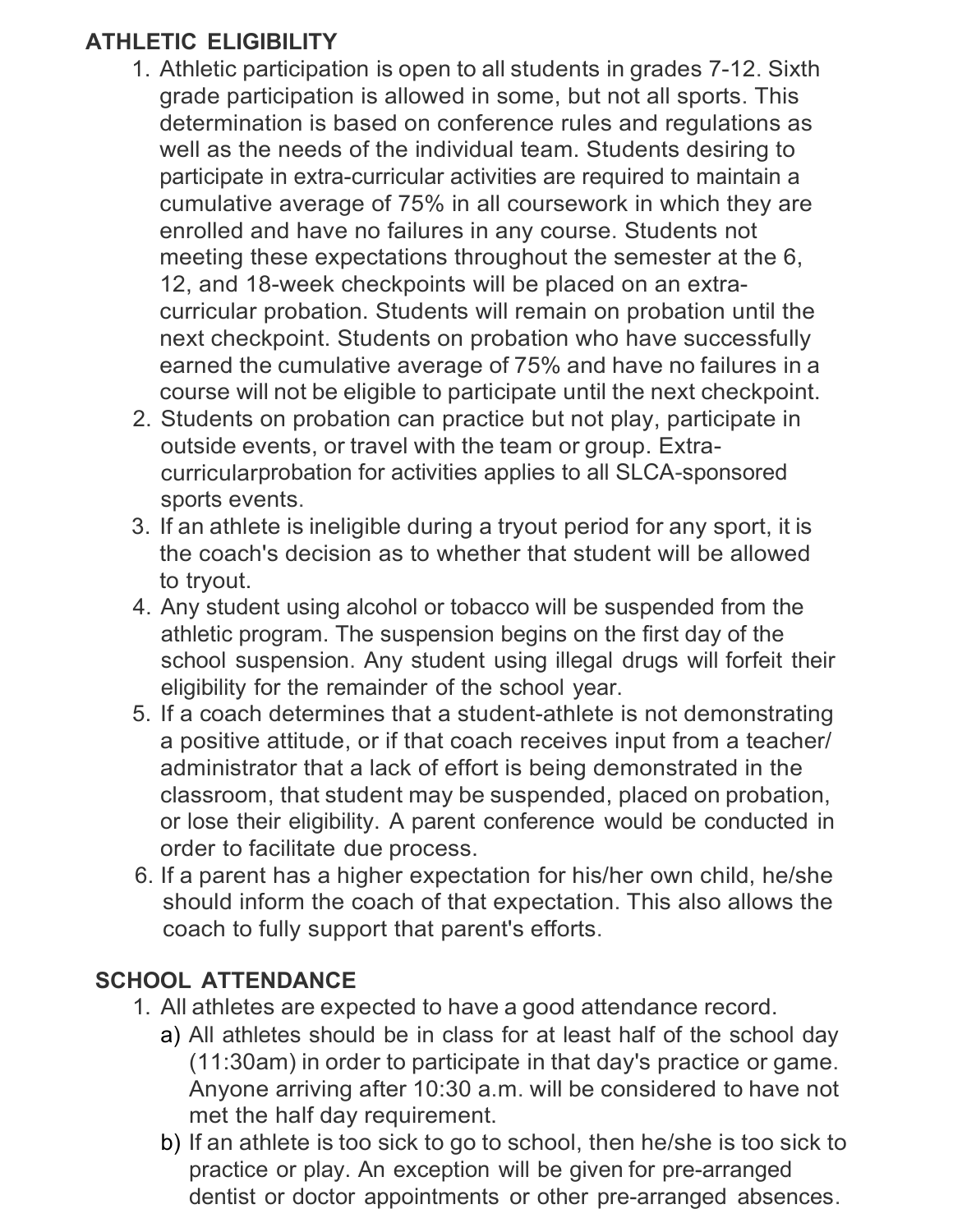## ATHLETIC ELIGIBILITY

1. Athletic participation is open to all students in grades 7-12. Sixth grade participation is allowed in some, but not all sports. This determination is based on conference rules and regulations as well as the needs of the individual team. Students desiring to participate in extra-curricular activities are required to maintain a cumulative average of 75% in all coursework in which they are enrolled and have no failures in any course. Students not meeting these expectations throughout the semester at the 6, 12, and 18-week checkpoints will be placed on an extra-curricular probation. Students will remain on probation until the next checkpoint. Students on probation who have successfully earned the cumulative average of 75% and have no failures in a course will not be eligible to participate until the next checkpoint.
2. Students on probation can practice but not play, participate in outside events, or travel with the team or group. Extra-curricularprobation for activities applies to all SLCA-sponsored sports events.
3. If an athlete is ineligible during a tryout period for any sport, it is the coach's decision as to whether that student will be allowed to tryout.
4. Any student using alcohol or tobacco will be suspended from the athletic program. The suspension begins on the first day of the school suspension. Any student using illegal drugs will forfeit their eligibility for the remainder of the school year.
5. If a coach determines that a student-athlete is not demonstrating a positive attitude, or if that coach receives input from a teacher/ administrator that a lack of effort is being demonstrated in the classroom, that student may be suspended, placed on probation, or lose their eligibility. A parent conference would be conducted in order to facilitate due process.
6. If a parent has a higher expectation for his/her own child, he/she should inform the coach of that expectation. This also allows the coach to fully support that parent's efforts.

## SCHOOL ATTENDANCE

1. All athletes are expected to have a good attendance record.
   a) All athletes should be in class for at least half of the school day (11:30am) in order to participate in that day's practice or game. Anyone arriving after 10:30 a.m. will be considered to have not met the half day requirement.
   b) If an athlete is too sick to go to school, then he/she is too sick to practice or play. An exception will be given for pre-arranged dentist or doctor appointments or other pre-arranged absences.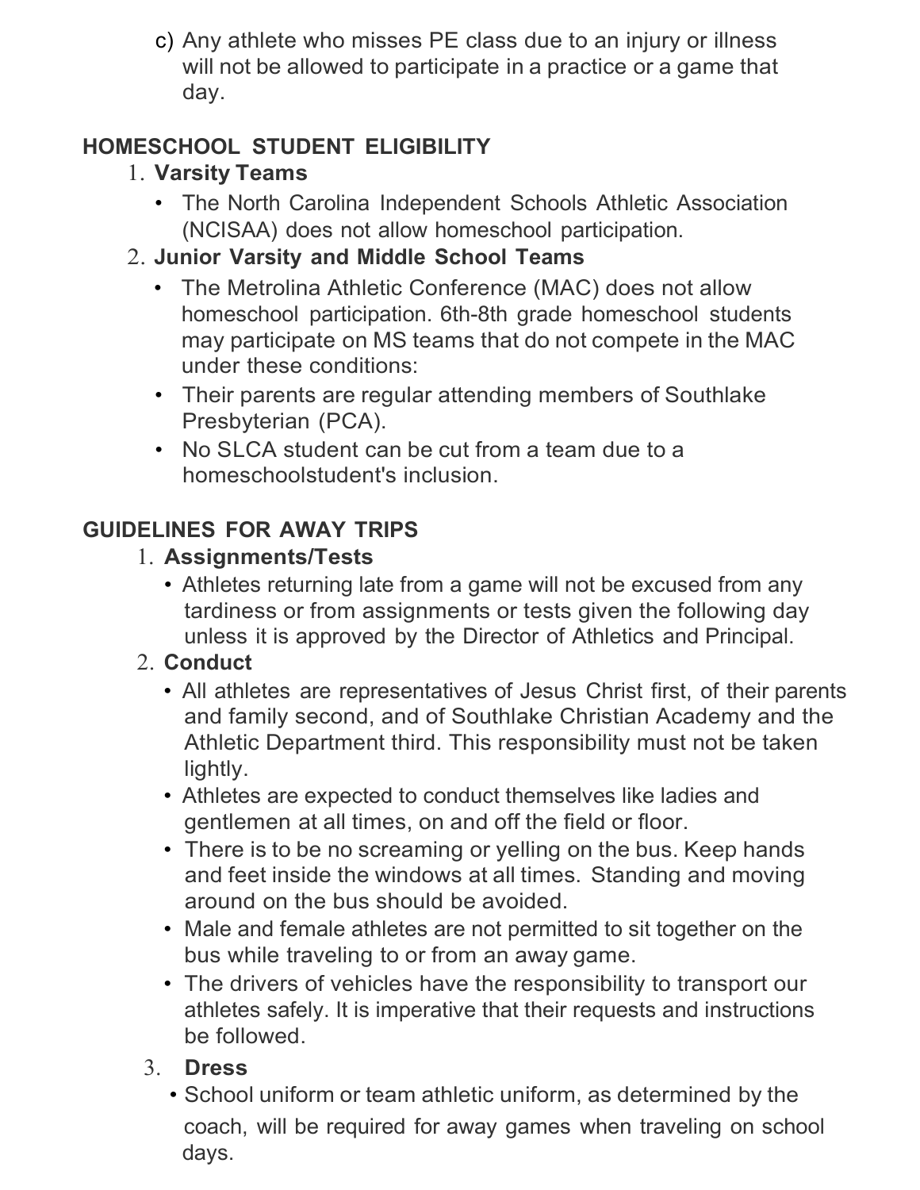c) Any athlete who misses PE class due to an injury or illness will not be allowed to participate in a practice or a game that day.

## HOMESCHOOL STUDENT ELIGIBILITY

1. **Varsity Teams**
   - The North Carolina Independent Schools Athletic Association (NCISAA) does not allow homeschool participation.
2. **Junior Varsity and Middle School Teams**
   - The Metrolina Athletic Conference (MAC) does not allow homeschool participation. 6th-8th grade homeschool students may participate on MS teams that do not compete in the MAC under these conditions:
   - Their parents are regular attending members of Southlake Presbyterian (PCA).
   - No SLCA student can be cut from a team due to a homeschoolstudent's inclusion.

## GUIDELINES FOR AWAY TRIPS

1. **Assignments/Tests**
   - Athletes returning late from a game will not be excused from any tardiness or from assignments or tests given the following day unless it is approved by the Director of Athletics and Principal.
2. **Conduct**
   - All athletes are representatives of Jesus Christ first, of their parents and family second, and of Southlake Christian Academy and the Athletic Department third. This responsibility must not be taken lightly.
   - Athletes are expected to conduct themselves like ladies and gentlemen at all times, on and off the field or floor.
   - There is to be no screaming or yelling on the bus. Keep hands and feet inside the windows at all times. Standing and moving around on the bus should be avoided.
   - Male and female athletes are not permitted to sit together on the bus while traveling to or from an away game.
   - The drivers of vehicles have the responsibility to transport our athletes safely. It is imperative that their requests and instructions be followed.
3. **Dress**
   - School uniform or team athletic uniform, as determined by the coach, will be required for away games when traveling on school days.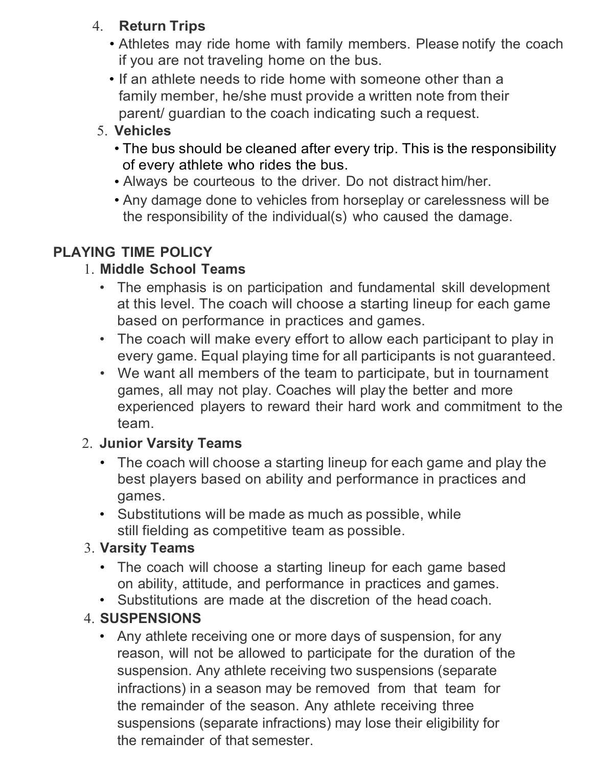4. **Return Trips**
   - Athletes may ride home with family members. Please notify the coach if you are not traveling home on the bus.
   - If an athlete needs to ride home with someone other than a family member, he/she must provide a written note from their parent/ guardian to the coach indicating such a request.
5. **Vehicles**
   - The bus should be cleaned after every trip. This is the responsibility of every athlete who rides the bus.
   - Always be courteous to the driver. Do not distract him/her.
   - Any damage done to vehicles from horseplay or carelessness will be the responsibility of the individual(s) who caused the damage.

## PLAYING TIME POLICY

1. **Middle School Teams**
   - The emphasis is on participation and fundamental skill development at this level. The coach will choose a starting lineup for each game based on performance in practices and games.
   - The coach will make every effort to allow each participant to play in every game. Equal playing time for all participants is not guaranteed.
   - We want all members of the team to participate, but in tournament games, all may not play. Coaches will play the better and more experienced players to reward their hard work and commitment to the team.
2. **Junior Varsity Teams**
   - The coach will choose a starting lineup for each game and play the best players based on ability and performance in practices and games.
   - Substitutions will be made as much as possible, while still fielding as competitive team as possible.
3. **Varsity Teams**
   - The coach will choose a starting lineup for each game based on ability, attitude, and performance in practices and games.
   - Substitutions are made at the discretion of the head coach.
4. **SUSPENSIONS**
   - Any athlete receiving one or more days of suspension, for any reason, will not be allowed to participate for the duration of the suspension. Any athlete receiving two suspensions (separate infractions) in a season may be removed from that team for the remainder of the season. Any athlete receiving three suspensions (separate infractions) may lose their eligibility for the remainder of that semester.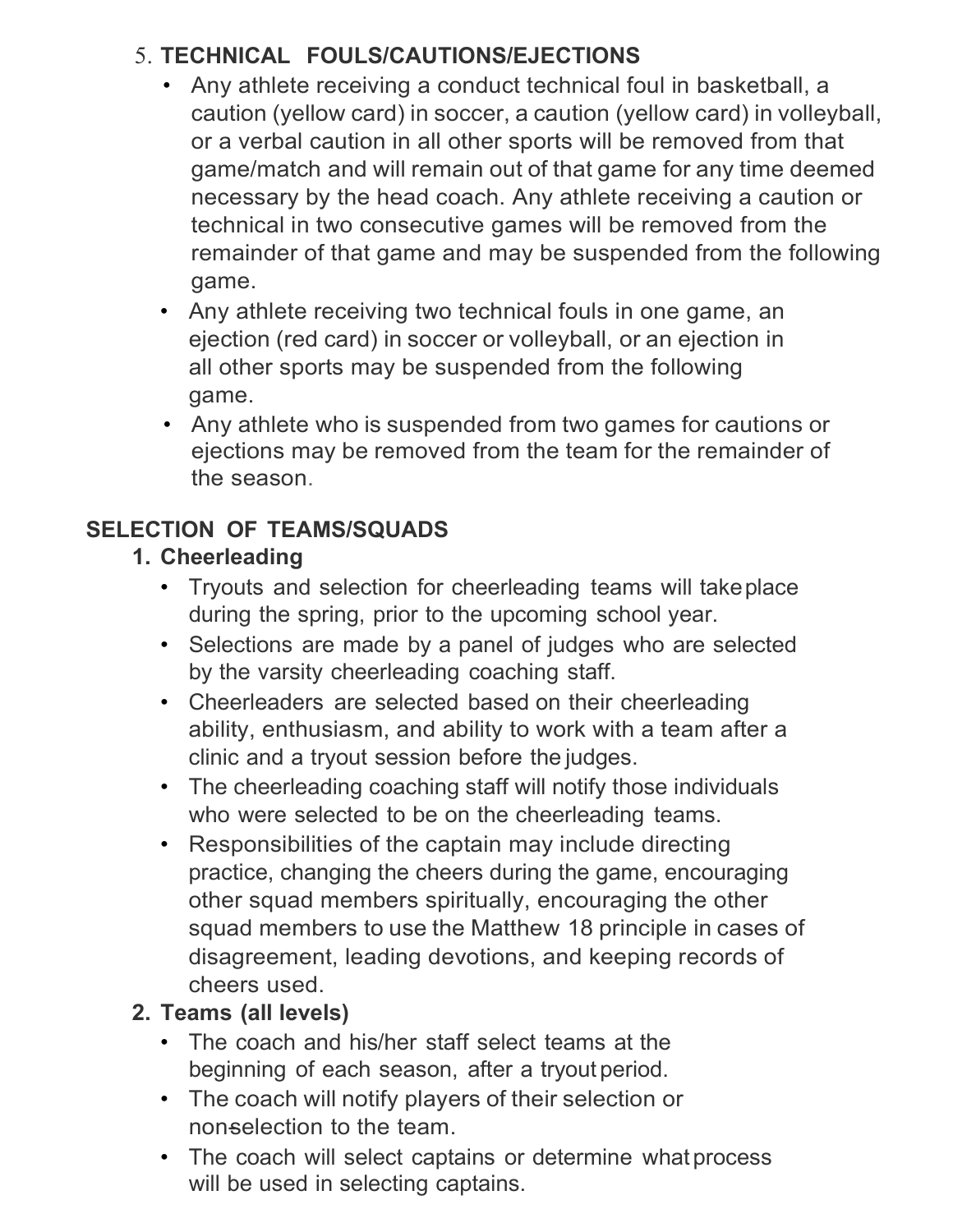5. **TECHNICAL FOULS/CAUTIONS/EJECTIONS**
   - Any athlete receiving a conduct technical foul in basketball, a caution (yellow card) in soccer, a caution (yellow card) in volleyball, or a verbal caution in all other sports will be removed from that game/match and will remain out of that game for any time deemed necessary by the head coach. Any athlete receiving a caution or technical in two consecutive games will be removed from the remainder of that game and may be suspended from the following game.
   - Any athlete receiving two technical fouls in one game, an ejection (red card) in soccer or volleyball, or an ejection in all other sports may be suspended from the following game.
   - Any athlete who is suspended from two games for cautions or ejections may be removed from the team for the remainder of the season.

## SELECTION OF TEAMS/SQUADS

1. **Cheerleading**
   - Tryouts and selection for cheerleading teams will take place during the spring, prior to the upcoming school year.
   - Selections are made by a panel of judges who are selected by the varsity cheerleading coaching staff.
   - Cheerleaders are selected based on their cheerleading ability, enthusiasm, and ability to work with a team after a clinic and a tryout session before the judges.
   - The cheerleading coaching staff will notify those individuals who were selected to be on the cheerleading teams.
   - Responsibilities of the captain may include directing practice, changing the cheers during the game, encouraging other squad members spiritually, encouraging the other squad members to use the Matthew 18 principle in cases of disagreement, leading devotions, and keeping records of cheers used.
2. **Teams (all levels)**
   - The coach and his/her staff select teams at the beginning of each season, after a tryout period.
   - The coach will notify players of their selection or non-selection to the team.
   - The coach will select captains or determine what process will be used in selecting captains.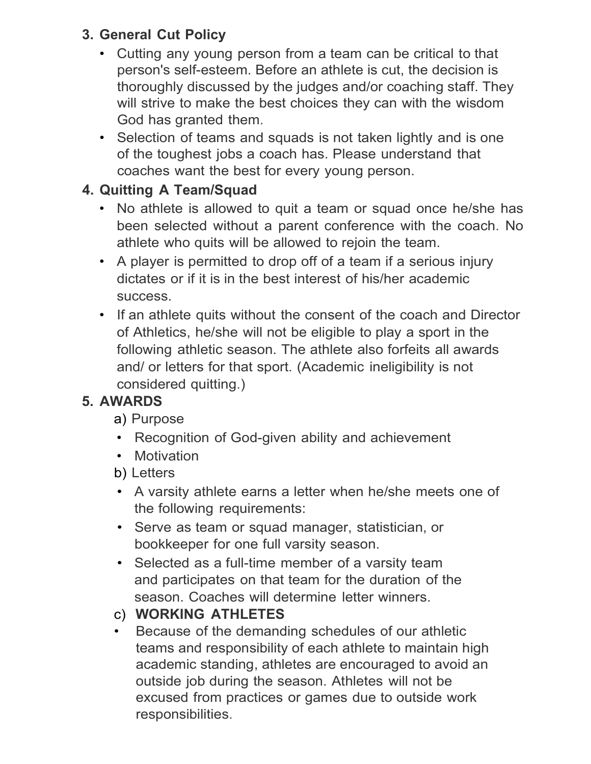3. **General Cut Policy**
    - Cutting any young person from a team can be critical to that person's self-esteem. Before an athlete is cut, the decision is thoroughly discussed by the judges and/or coaching staff. They will strive to make the best choices they can with the wisdom God has granted them.
    - Selection of teams and squads is not taken lightly and is one of the toughest jobs a coach has. Please understand that coaches want the best for every young person.
4. **Quitting A Team/Squad**
    - No athlete is allowed to quit a team or squad once he/she has been selected without a parent conference with the coach. No athlete who quits will be allowed to rejoin the team.
    - A player is permitted to drop off of a team if a serious injury dictates or if it is in the best interest of his/her academic success.
    - If an athlete quits without the consent of the coach and Director of Athletics, he/she will not be eligible to play a sport in the following athletic season. The athlete also forfeits all awards and/ or letters for that sport. (Academic ineligibility is not considered quitting.)
5. **AWARDS**

    a) Purpose
    - Recognition of God-given ability and achievement
    - Motivation

    b) Letters
    - A varsity athlete earns a letter when he/she meets one of the following requirements:
    - Serve as team or squad manager, statistician, or bookkeeper for one full varsity season.
    - Selected as a full-time member of a varsity team and participates on that team for the duration of the season. Coaches will determine letter winners.

    c) **WORKING ATHLETES**
    - Because of the demanding schedules of our athletic teams and responsibility of each athlete to maintain high academic standing, athletes are encouraged to avoid an outside job during the season. Athletes will not be excused from practices or games due to outside work responsibilities.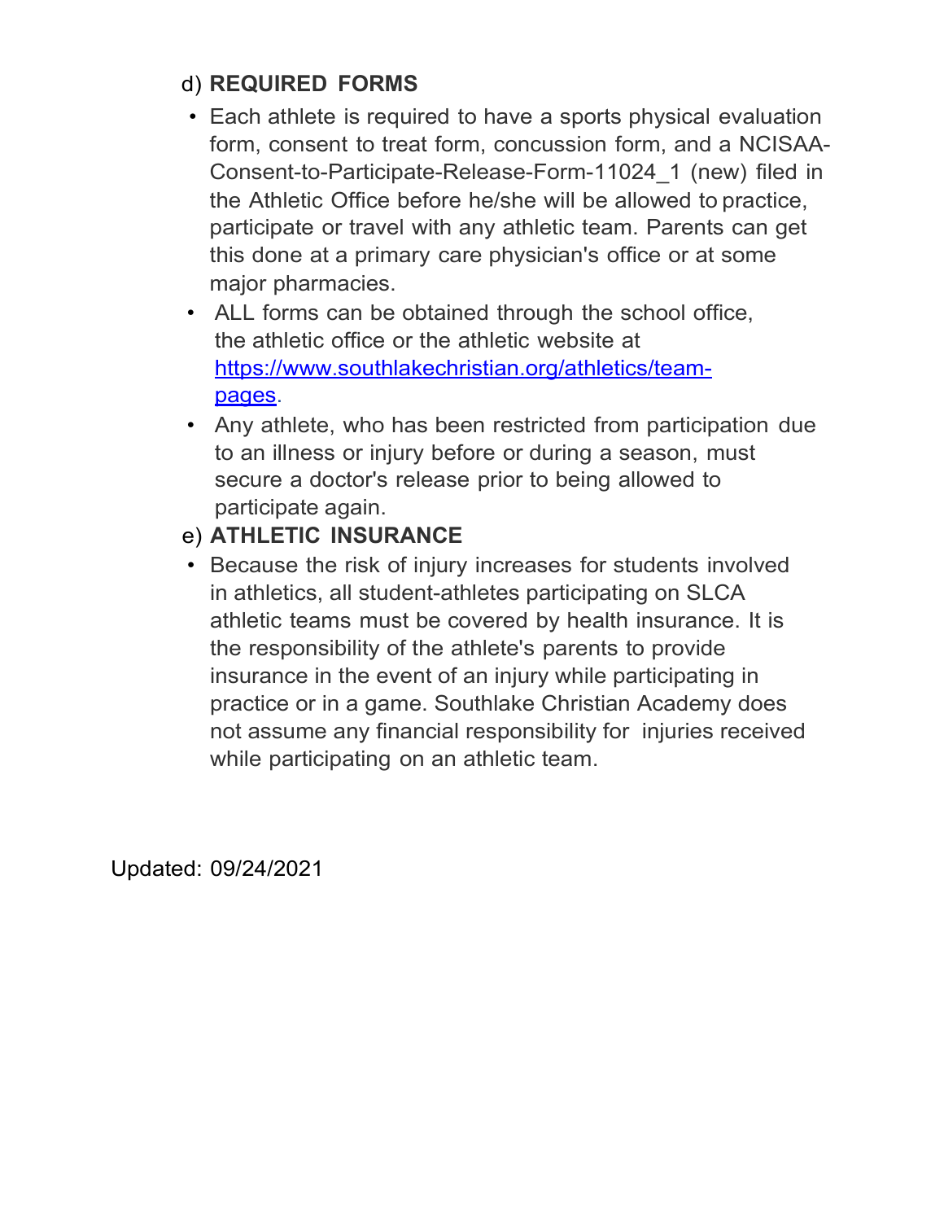d) **REQUIRED FORMS**

- Each athlete is required to have a sports physical evaluation form, consent to treat form, concussion form, and a NCISAA-Consent-to-Participate-Release-Form-11024_1 (new) filed in the Athletic Office before he/she will be allowed to practice, participate or travel with any athletic team. Parents can get this done at a primary care physician's office or at some major pharmacies.
- ALL forms can be obtained through the school office, the athletic office or the athletic website at [https://www.southlakechristian.org/athletics/team-pages](https://www.southlakechristian.org/athletics/team-pages).
- Any athlete, who has been restricted from participation due to an illness or injury before or during a season, must secure a doctor's release prior to being allowed to participate again.

e) **ATHLETIC INSURANCE**

- Because the risk of injury increases for students involved in athletics, all student-athletes participating on SLCA athletic teams must be covered by health insurance. It is the responsibility of the athlete's parents to provide insurance in the event of an injury while participating in practice or in a game. Southlake Christian Academy does not assume any financial responsibility for injuries received while participating on an athletic team.

Updated: 09/24/2021